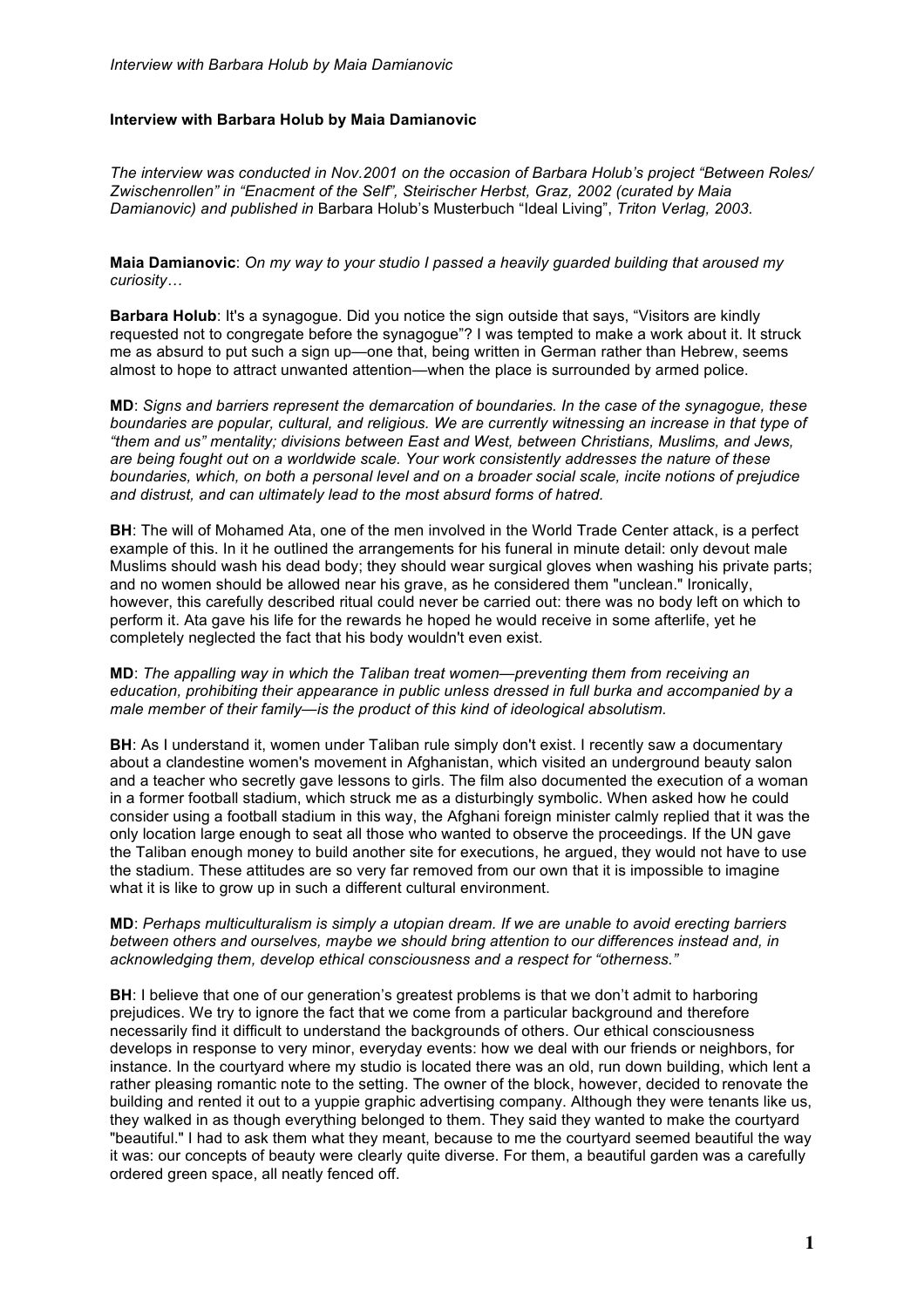**Interview with Barbara Holub by Maia Damianovic**

*The interview was conducted in Nov.2001 on the occasion of Barbara Holub's project "Between Roles/ Zwischenrollen" in "Enacment of the Self", Steirischer Herbst, Graz, 2002 (curated by Maia Damianovic) and published in* Barbara Holub's Musterbuch "Ideal Living", *Triton Verlag, 2003.*

**Maia Damianovic**: *On my way to your studio I passed a heavily guarded building that aroused my curiosity…*

**Barbara Holub**: It's a synagogue. Did you notice the sign outside that says, "Visitors are kindly requested not to congregate before the synagogue"? I was tempted to make a work about it. It struck me as absurd to put such a sign up—one that, being written in German rather than Hebrew, seems almost to hope to attract unwanted attention—when the place is surrounded by armed police.

**MD**: *Signs and barriers represent the demarcation of boundaries. In the case of the synagogue, these boundaries are popular, cultural, and religious. We are currently witnessing an increase in that type of "them and us" mentality; divisions between East and West, between Christians, Muslims, and Jews, are being fought out on a worldwide scale. Your work consistently addresses the nature of these boundaries, which, on both a personal level and on a broader social scale, incite notions of prejudice and distrust, and can ultimately lead to the most absurd forms of hatred.*

**BH**: The will of Mohamed Ata, one of the men involved in the World Trade Center attack, is a perfect example of this. In it he outlined the arrangements for his funeral in minute detail: only devout male Muslims should wash his dead body; they should wear surgical gloves when washing his private parts; and no women should be allowed near his grave, as he considered them "unclean." Ironically, however, this carefully described ritual could never be carried out: there was no body left on which to perform it. Ata gave his life for the rewards he hoped he would receive in some afterlife, yet he completely neglected the fact that his body wouldn't even exist.

**MD**: *The appalling way in which the Taliban treat women—preventing them from receiving an education, prohibiting their appearance in public unless dressed in full burka and accompanied by a male member of their family—is the product of this kind of ideological absolutism.*

**BH**: As I understand it, women under Taliban rule simply don't exist. I recently saw a documentary about a clandestine women's movement in Afghanistan, which visited an underground beauty salon and a teacher who secretly gave lessons to girls. The film also documented the execution of a woman in a former football stadium, which struck me as a disturbingly symbolic. When asked how he could consider using a football stadium in this way, the Afghani foreign minister calmly replied that it was the only location large enough to seat all those who wanted to observe the proceedings. If the UN gave the Taliban enough money to build another site for executions, he argued, they would not have to use the stadium. These attitudes are so very far removed from our own that it is impossible to imagine what it is like to grow up in such a different cultural environment.

**MD**: *Perhaps multiculturalism is simply a utopian dream. If we are unable to avoid erecting barriers between others and ourselves, maybe we should bring attention to our differences instead and, in acknowledging them, develop ethical consciousness and a respect for "otherness."*

**BH**: I believe that one of our generation's greatest problems is that we don't admit to harboring prejudices. We try to ignore the fact that we come from a particular background and therefore necessarily find it difficult to understand the backgrounds of others. Our ethical consciousness develops in response to very minor, everyday events: how we deal with our friends or neighbors, for instance. In the courtyard where my studio is located there was an old, run down building, which lent a rather pleasing romantic note to the setting. The owner of the block, however, decided to renovate the building and rented it out to a yuppie graphic advertising company. Although they were tenants like us, they walked in as though everything belonged to them. They said they wanted to make the courtyard "beautiful." I had to ask them what they meant, because to me the courtyard seemed beautiful the way it was: our concepts of beauty were clearly quite diverse. For them, a beautiful garden was a carefully ordered green space, all neatly fenced off.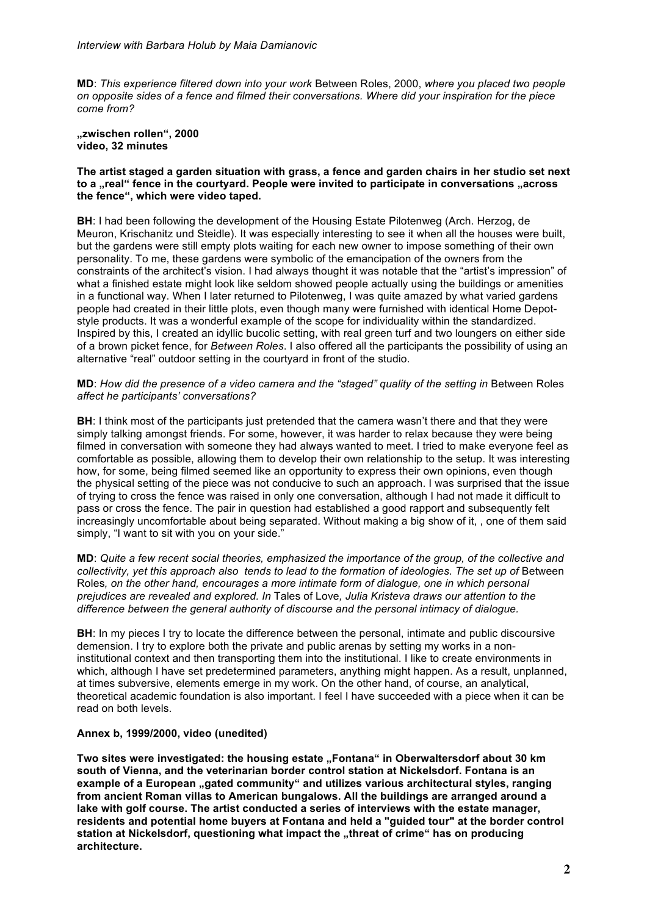**MD**: *This experience filtered down into your work* Between Roles, 2000, *where you placed two people on opposite sides of a fence and filmed their conversations. Where did your inspiration for the piece come from?*

**„zwischen rollen", 2000**
**video, 32 minutes**

**The artist staged a garden situation with grass, a fence and garden chairs in her studio set next to a „real" fence in the courtyard. People were invited to participate in conversations „across the fence", which were video taped.**

**BH**: I had been following the development of the Housing Estate Pilotenweg (Arch. Herzog, de Meuron, Krischanitz und Steidle). It was especially interesting to see it when all the houses were built, but the gardens were still empty plots waiting for each new owner to impose something of their own personality. To me, these gardens were symbolic of the emancipation of the owners from the constraints of the architect's vision. I had always thought it was notable that the "artist's impression" of what a finished estate might look like seldom showed people actually using the buildings or amenities in a functional way. When I later returned to Pilotenweg, I was quite amazed by what varied gardens people had created in their little plots, even though many were furnished with identical Home Depot-style products. It was a wonderful example of the scope for individuality within the standardized. Inspired by this, I created an idyllic bucolic setting, with real green turf and two loungers on either side of a brown picket fence, for *Between Roles*. I also offered all the participants the possibility of using an alternative "real" outdoor setting in the courtyard in front of the studio.

**MD**: *How did the presence of a video camera and the "staged" quality of the setting in* Between Roles *affect he participants' conversations?*

**BH**: I think most of the participants just pretended that the camera wasn't there and that they were simply talking amongst friends. For some, however, it was harder to relax because they were being filmed in conversation with someone they had always wanted to meet. I tried to make everyone feel as comfortable as possible, allowing them to develop their own relationship to the setup. It was interesting how, for some, being filmed seemed like an opportunity to express their own opinions, even though the physical setting of the piece was not conducive to such an approach. I was surprised that the issue of trying to cross the fence was raised in only one conversation, although I had not made it difficult to pass or cross the fence. The pair in question had established a good rapport and subsequently felt increasingly uncomfortable about being separated. Without making a big show of it, , one of them said simply, "I want to sit with you on your side."

**MD**: *Quite a few recent social theories, emphasized the importance of the group, of the collective and collectivity, yet this approach also tends to lead to the formation of ideologies. The set up of* Between Roles*, on the other hand, encourages a more intimate form of dialogue, one in which personal prejudices are revealed and explored. In* Tales of Love*, Julia Kristeva draws our attention to the difference between the general authority of discourse and the personal intimacy of dialogue.*

**BH**: In my pieces I try to locate the difference between the personal, intimate and public discoursive demension. I try to explore both the private and public arenas by setting my works in a non-institutional context and then transporting them into the institutional. I like to create environments in which, although I have set predetermined parameters, anything might happen. As a result, unplanned, at times subversive, elements emerge in my work. On the other hand, of course, an analytical, theoretical academic foundation is also important. I feel I have succeeded with a piece when it can be read on both levels.

**Annex b, 1999/2000, video (unedited)**

**Two sites were investigated: the housing estate „Fontana" in Oberwaltersdorf about 30 km south of Vienna, and the veterinarian border control station at Nickelsdorf. Fontana is an example of a European „gated community" and utilizes various architectural styles, ranging from ancient Roman villas to American bungalows. All the buildings are arranged around a lake with golf course. The artist conducted a series of interviews with the estate manager, residents and potential home buyers at Fontana and held a "guided tour" at the border control station at Nickelsdorf, questioning what impact the „threat of crime" has on producing architecture.**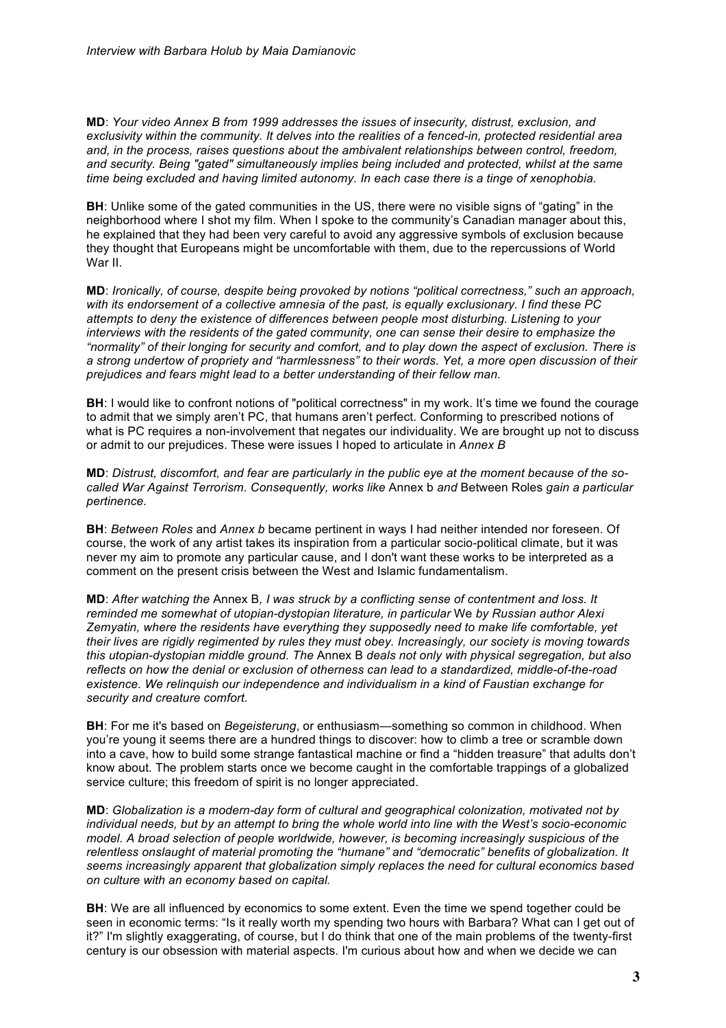**MD**: *Your video Annex B from 1999 addresses the issues of insecurity, distrust, exclusion, and exclusivity within the community. It delves into the realities of a fenced-in, protected residential area and, in the process, raises questions about the ambivalent relationships between control, freedom, and security. Being "gated" simultaneously implies being included and protected, whilst at the same time being excluded and having limited autonomy. In each case there is a tinge of xenophobia.*

**BH**: Unlike some of the gated communities in the US, there were no visible signs of "gating" in the neighborhood where I shot my film. When I spoke to the community's Canadian manager about this, he explained that they had been very careful to avoid any aggressive symbols of exclusion because they thought that Europeans might be uncomfortable with them, due to the repercussions of World War II.

**MD**: *Ironically, of course, despite being provoked by notions "political correctness," such an approach, with its endorsement of a collective amnesia of the past, is equally exclusionary. I find these PC attempts to deny the existence of differences between people most disturbing. Listening to your interviews with the residents of the gated community, one can sense their desire to emphasize the "normality" of their longing for security and comfort, and to play down the aspect of exclusion. There is a strong undertow of propriety and "harmlessness" to their words. Yet, a more open discussion of their prejudices and fears might lead to a better understanding of their fellow man.*

**BH**: I would like to confront notions of "political correctness" in my work. It's time we found the courage to admit that we simply aren't PC, that humans aren't perfect. Conforming to prescribed notions of what is PC requires a non-involvement that negates our individuality. We are brought up not to discuss or admit to our prejudices. These were issues I hoped to articulate in *Annex B*

**MD**: *Distrust, discomfort, and fear are particularly in the public eye at the moment because of the so-called War Against Terrorism. Consequently, works like* Annex b *and* Between Roles *gain a particular pertinence.*

**BH**: *Between Roles* and *Annex b* became pertinent in ways I had neither intended nor foreseen. Of course, the work of any artist takes its inspiration from a particular socio-political climate, but it was never my aim to promote any particular cause, and I don't want these works to be interpreted as a comment on the present crisis between the West and Islamic fundamentalism.

**MD**: *After watching the* Annex B*, I was struck by a conflicting sense of contentment and loss. It reminded me somewhat of utopian-dystopian literature, in particular* We *by Russian author Alexi Zemyatin, where the residents have everything they supposedly need to make life comfortable, yet their lives are rigidly regimented by rules they must obey. Increasingly, our society is moving towards this utopian-dystopian middle ground. The* Annex B *deals not only with physical segregation, but also reflects on how the denial or exclusion of otherness can lead to a standardized, middle-of-the-road existence. We relinquish our independence and individualism in a kind of Faustian exchange for security and creature comfort.*

**BH**: For me it's based on *Begeisterung*, or enthusiasm—something so common in childhood. When you're young it seems there are a hundred things to discover: how to climb a tree or scramble down into a cave, how to build some strange fantastical machine or find a "hidden treasure" that adults don't know about. The problem starts once we become caught in the comfortable trappings of a globalized service culture; this freedom of spirit is no longer appreciated.

**MD**: *Globalization is a modern-day form of cultural and geographical colonization, motivated not by individual needs, but by an attempt to bring the whole world into line with the West's socio-economic model. A broad selection of people worldwide, however, is becoming increasingly suspicious of the relentless onslaught of material promoting the "humane" and "democratic" benefits of globalization. It seems increasingly apparent that globalization simply replaces the need for cultural economics based on culture with an economy based on capital.*

**BH**: We are all influenced by economics to some extent. Even the time we spend together could be seen in economic terms: "Is it really worth my spending two hours with Barbara? What can I get out of it?" I'm slightly exaggerating, of course, but I do think that one of the main problems of the twenty-first century is our obsession with material aspects. I'm curious about how and when we decide we can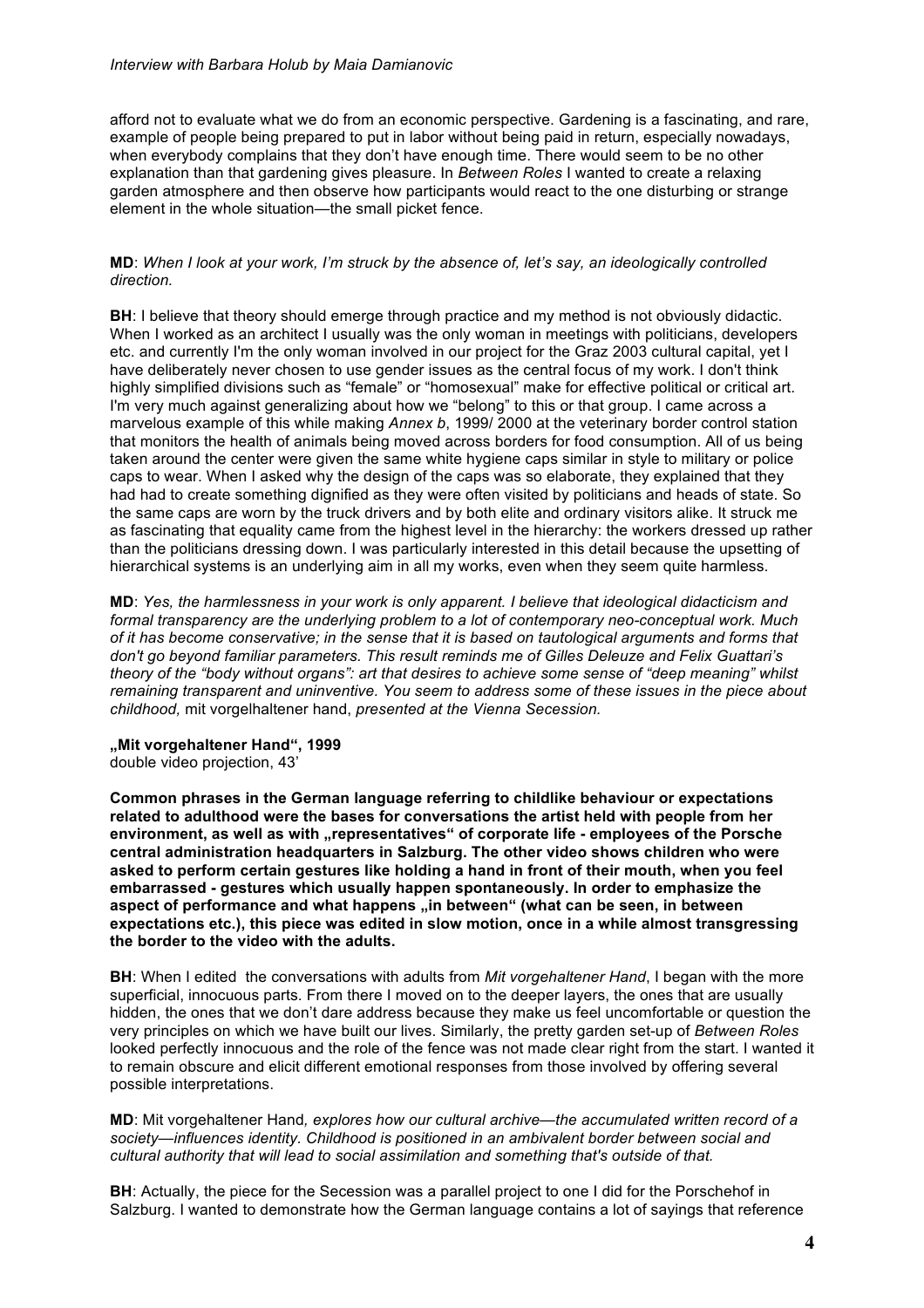afford not to evaluate what we do from an economic perspective. Gardening is a fascinating, and rare, example of people being prepared to put in labor without being paid in return, especially nowadays, when everybody complains that they don't have enough time. There would seem to be no other explanation than that gardening gives pleasure. In *Between Roles* I wanted to create a relaxing garden atmosphere and then observe how participants would react to the one disturbing or strange element in the whole situation—the small picket fence.

**MD**: *When I look at your work, I'm struck by the absence of, let's say, an ideologically controlled direction.*

**BH**: I believe that theory should emerge through practice and my method is not obviously didactic. When I worked as an architect I usually was the only woman in meetings with politicians, developers etc. and currently I'm the only woman involved in our project for the Graz 2003 cultural capital, yet I have deliberately never chosen to use gender issues as the central focus of my work. I don't think highly simplified divisions such as "female" or "homosexual" make for effective political or critical art. I'm very much against generalizing about how we "belong" to this or that group. I came across a marvelous example of this while making *Annex b*, 1999/ 2000 at the veterinary border control station that monitors the health of animals being moved across borders for food consumption. All of us being taken around the center were given the same white hygiene caps similar in style to military or police caps to wear. When I asked why the design of the caps was so elaborate, they explained that they had had to create something dignified as they were often visited by politicians and heads of state. So the same caps are worn by the truck drivers and by both elite and ordinary visitors alike. It struck me as fascinating that equality came from the highest level in the hierarchy: the workers dressed up rather than the politicians dressing down. I was particularly interested in this detail because the upsetting of hierarchical systems is an underlying aim in all my works, even when they seem quite harmless.

**MD**: *Yes, the harmlessness in your work is only apparent. I believe that ideological didacticism and formal transparency are the underlying problem to a lot of contemporary neo-conceptual work. Much of it has become conservative; in the sense that it is based on tautological arguments and forms that don't go beyond familiar parameters. This result reminds me of Gilles Deleuze and Felix Guattari's theory of the "body without organs": art that desires to achieve some sense of "deep meaning" whilst remaining transparent and uninventive. You seem to address some of these issues in the piece about childhood,* mit vorgelhaltener hand, *presented at the Vienna Secession.*

**„Mit vorgehaltener Hand", 1999**
double video projection, 43'

**Common phrases in the German language referring to childlike behaviour or expectations related to adulthood were the bases for conversations the artist held with people from her environment, as well as with „representatives" of corporate life - employees of the Porsche central administration headquarters in Salzburg. The other video shows children who were asked to perform certain gestures like holding a hand in front of their mouth, when you feel embarrassed - gestures which usually happen spontaneously. In order to emphasize the aspect of performance and what happens „in between" (what can be seen, in between expectations etc.), this piece was edited in slow motion, once in a while almost transgressing the border to the video with the adults.**

**BH**: When I edited the conversations with adults from *Mit vorgehaltener Hand*, I began with the more superficial, innocuous parts. From there I moved on to the deeper layers, the ones that are usually hidden, the ones that we don't dare address because they make us feel uncomfortable or question the very principles on which we have built our lives. Similarly, the pretty garden set-up of *Between Roles* looked perfectly innocuous and the role of the fence was not made clear right from the start. I wanted it to remain obscure and elicit different emotional responses from those involved by offering several possible interpretations.

**MD**: Mit vorgehaltener Hand*, explores how our cultural archive—the accumulated written record of a society—influences identity. Childhood is positioned in an ambivalent border between social and cultural authority that will lead to social assimilation and something that's outside of that.*

**BH**: Actually, the piece for the Secession was a parallel project to one I did for the Porschehof in Salzburg. I wanted to demonstrate how the German language contains a lot of sayings that reference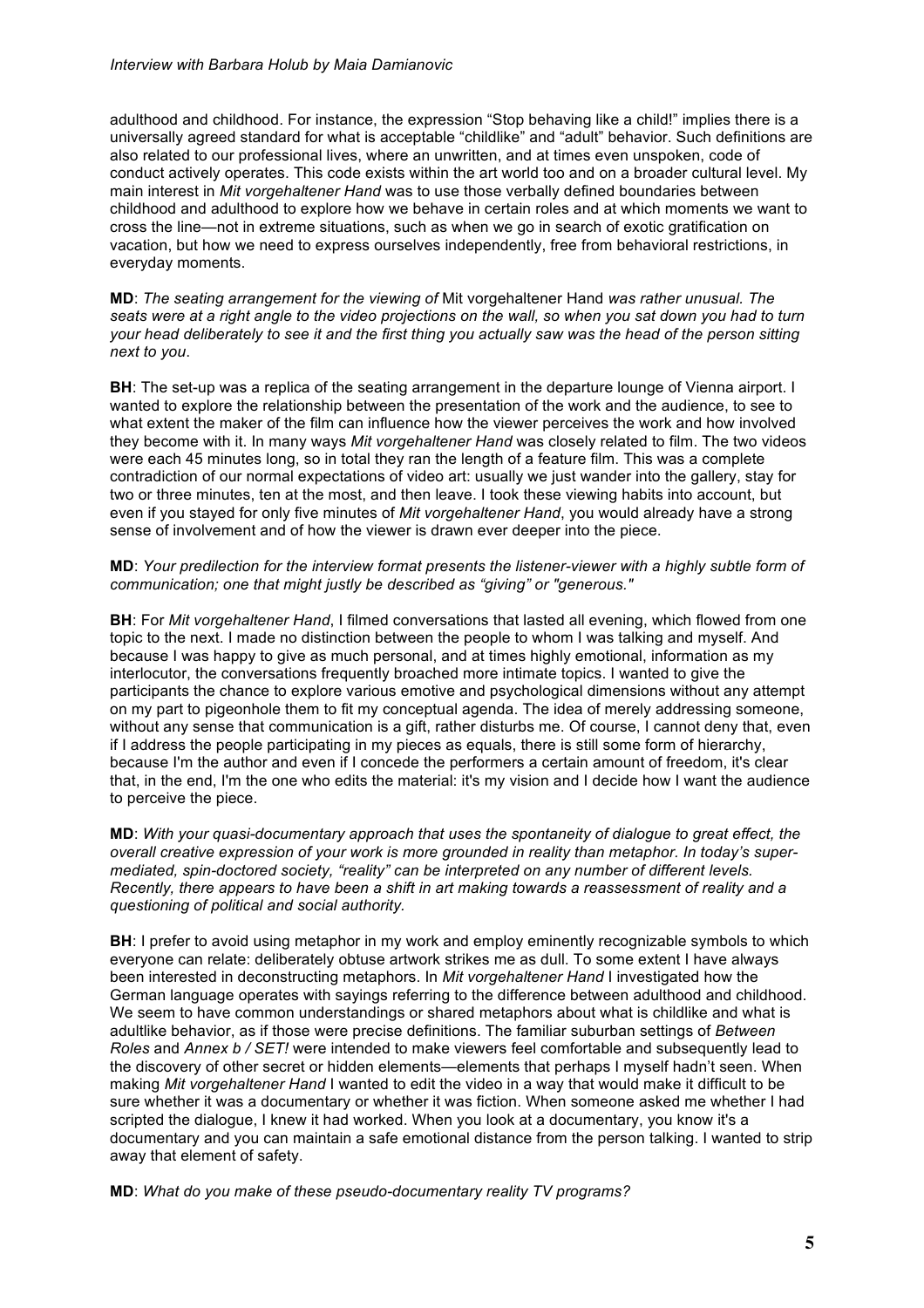adulthood and childhood. For instance, the expression "Stop behaving like a child!" implies there is a universally agreed standard for what is acceptable "childlike" and "adult" behavior. Such definitions are also related to our professional lives, where an unwritten, and at times even unspoken, code of conduct actively operates. This code exists within the art world too and on a broader cultural level. My main interest in *Mit vorgehaltener Hand* was to use those verbally defined boundaries between childhood and adulthood to explore how we behave in certain roles and at which moments we want to cross the line—not in extreme situations, such as when we go in search of exotic gratification on vacation, but how we need to express ourselves independently, free from behavioral restrictions, in everyday moments.

**MD**: *The seating arrangement for the viewing of* Mit vorgehaltener Hand *was rather unusual. The seats were at a right angle to the video projections on the wall, so when you sat down you had to turn your head deliberately to see it and the first thing you actually saw was the head of the person sitting next to you*.

**BH**: The set-up was a replica of the seating arrangement in the departure lounge of Vienna airport. I wanted to explore the relationship between the presentation of the work and the audience, to see to what extent the maker of the film can influence how the viewer perceives the work and how involved they become with it. In many ways *Mit vorgehaltener Hand* was closely related to film. The two videos were each 45 minutes long, so in total they ran the length of a feature film. This was a complete contradiction of our normal expectations of video art: usually we just wander into the gallery, stay for two or three minutes, ten at the most, and then leave. I took these viewing habits into account, but even if you stayed for only five minutes of *Mit vorgehaltener Hand*, you would already have a strong sense of involvement and of how the viewer is drawn ever deeper into the piece.

**MD**: *Your predilection for the interview format presents the listener-viewer with a highly subtle form of communication; one that might justly be described as "giving" or "generous."*

**BH**: For *Mit vorgehaltener Hand*, I filmed conversations that lasted all evening, which flowed from one topic to the next. I made no distinction between the people to whom I was talking and myself. And because I was happy to give as much personal, and at times highly emotional, information as my interlocutor, the conversations frequently broached more intimate topics. I wanted to give the participants the chance to explore various emotive and psychological dimensions without any attempt on my part to pigeonhole them to fit my conceptual agenda. The idea of merely addressing someone, without any sense that communication is a gift, rather disturbs me. Of course, I cannot deny that, even if I address the people participating in my pieces as equals, there is still some form of hierarchy, because I'm the author and even if I concede the performers a certain amount of freedom, it's clear that, in the end, I'm the one who edits the material: it's my vision and I decide how I want the audience to perceive the piece.

**MD**: *With your quasi-documentary approach that uses the spontaneity of dialogue to great effect, the overall creative expression of your work is more grounded in reality than metaphor. In today's super-mediated, spin-doctored society, "reality" can be interpreted on any number of different levels. Recently, there appears to have been a shift in art making towards a reassessment of reality and a questioning of political and social authority.*

**BH**: I prefer to avoid using metaphor in my work and employ eminently recognizable symbols to which everyone can relate: deliberately obtuse artwork strikes me as dull. To some extent I have always been interested in deconstructing metaphors. In *Mit vorgehaltener Hand* I investigated how the German language operates with sayings referring to the difference between adulthood and childhood. We seem to have common understandings or shared metaphors about what is childlike and what is adultlike behavior, as if those were precise definitions. The familiar suburban settings of *Between Roles* and *Annex b / SET!* were intended to make viewers feel comfortable and subsequently lead to the discovery of other secret or hidden elements—elements that perhaps I myself hadn't seen. When making *Mit vorgehaltener Hand* I wanted to edit the video in a way that would make it difficult to be sure whether it was a documentary or whether it was fiction. When someone asked me whether I had scripted the dialogue, I knew it had worked. When you look at a documentary, you know it's a documentary and you can maintain a safe emotional distance from the person talking. I wanted to strip away that element of safety.

**MD**: *What do you make of these pseudo-documentary reality TV programs?*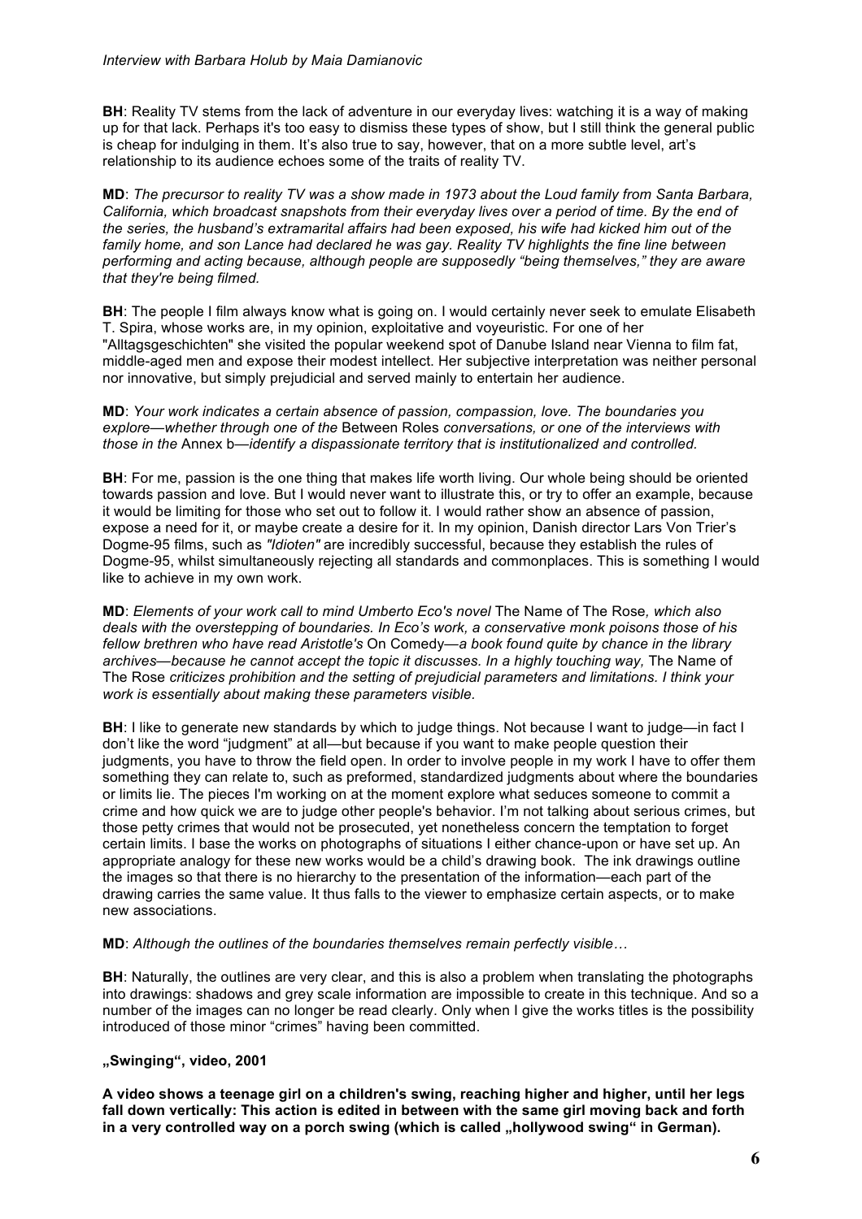**BH**: Reality TV stems from the lack of adventure in our everyday lives: watching it is a way of making up for that lack. Perhaps it's too easy to dismiss these types of show, but I still think the general public is cheap for indulging in them. It's also true to say, however, that on a more subtle level, art's relationship to its audience echoes some of the traits of reality TV.

**MD**: *The precursor to reality TV was a show made in 1973 about the Loud family from Santa Barbara, California, which broadcast snapshots from their everyday lives over a period of time. By the end of the series, the husband's extramarital affairs had been exposed, his wife had kicked him out of the family home, and son Lance had declared he was gay. Reality TV highlights the fine line between performing and acting because, although people are supposedly "being themselves," they are aware that they're being filmed.*

**BH**: The people I film always know what is going on. I would certainly never seek to emulate Elisabeth T. Spira, whose works are, in my opinion, exploitative and voyeuristic. For one of her "Alltagsgeschichten" she visited the popular weekend spot of Danube Island near Vienna to film fat, middle-aged men and expose their modest intellect. Her subjective interpretation was neither personal nor innovative, but simply prejudicial and served mainly to entertain her audience.

**MD**: *Your work indicates a certain absence of passion, compassion, love. The boundaries you explore—whether through one of the* Between Roles *conversations, or one of the interviews with those in the* Annex b*—identify a dispassionate territory that is institutionalized and controlled.*

**BH**: For me, passion is the one thing that makes life worth living. Our whole being should be oriented towards passion and love. But I would never want to illustrate this, or try to offer an example, because it would be limiting for those who set out to follow it. I would rather show an absence of passion, expose a need for it, or maybe create a desire for it. In my opinion, Danish director Lars Von Trier's Dogme-95 films, such as *"Idioten"* are incredibly successful, because they establish the rules of Dogme-95, whilst simultaneously rejecting all standards and commonplaces. This is something I would like to achieve in my own work.

**MD**: *Elements of your work call to mind Umberto Eco's novel* The Name of The Rose*, which also deals with the overstepping of boundaries. In Eco's work, a conservative monk poisons those of his fellow brethren who have read Aristotle's* On Comedy*—a book found quite by chance in the library archives—because he cannot accept the topic it discusses. In a highly touching way,* The Name of The Rose *criticizes prohibition and the setting of prejudicial parameters and limitations. I think your work is essentially about making these parameters visible.*

**BH**: I like to generate new standards by which to judge things. Not because I want to judge—in fact I don't like the word "judgment" at all—but because if you want to make people question their judgments, you have to throw the field open. In order to involve people in my work I have to offer them something they can relate to, such as preformed, standardized judgments about where the boundaries or limits lie. The pieces I'm working on at the moment explore what seduces someone to commit a crime and how quick we are to judge other people's behavior. I'm not talking about serious crimes, but those petty crimes that would not be prosecuted, yet nonetheless concern the temptation to forget certain limits. I base the works on photographs of situations I either chance-upon or have set up. An appropriate analogy for these new works would be a child's drawing book. The ink drawings outline the images so that there is no hierarchy to the presentation of the information—each part of the drawing carries the same value. It thus falls to the viewer to emphasize certain aspects, or to make new associations.

**MD**: *Although the outlines of the boundaries themselves remain perfectly visible…*

**BH**: Naturally, the outlines are very clear, and this is also a problem when translating the photographs into drawings: shadows and grey scale information are impossible to create in this technique. And so a number of the images can no longer be read clearly. Only when I give the works titles is the possibility introduced of those minor "crimes" having been committed.

**„Swinging", video, 2001**

**A video shows a teenage girl on a children's swing, reaching higher and higher, until her legs fall down vertically: This action is edited in between with the same girl moving back and forth in a very controlled way on a porch swing (which is called „hollywood swing" in German).**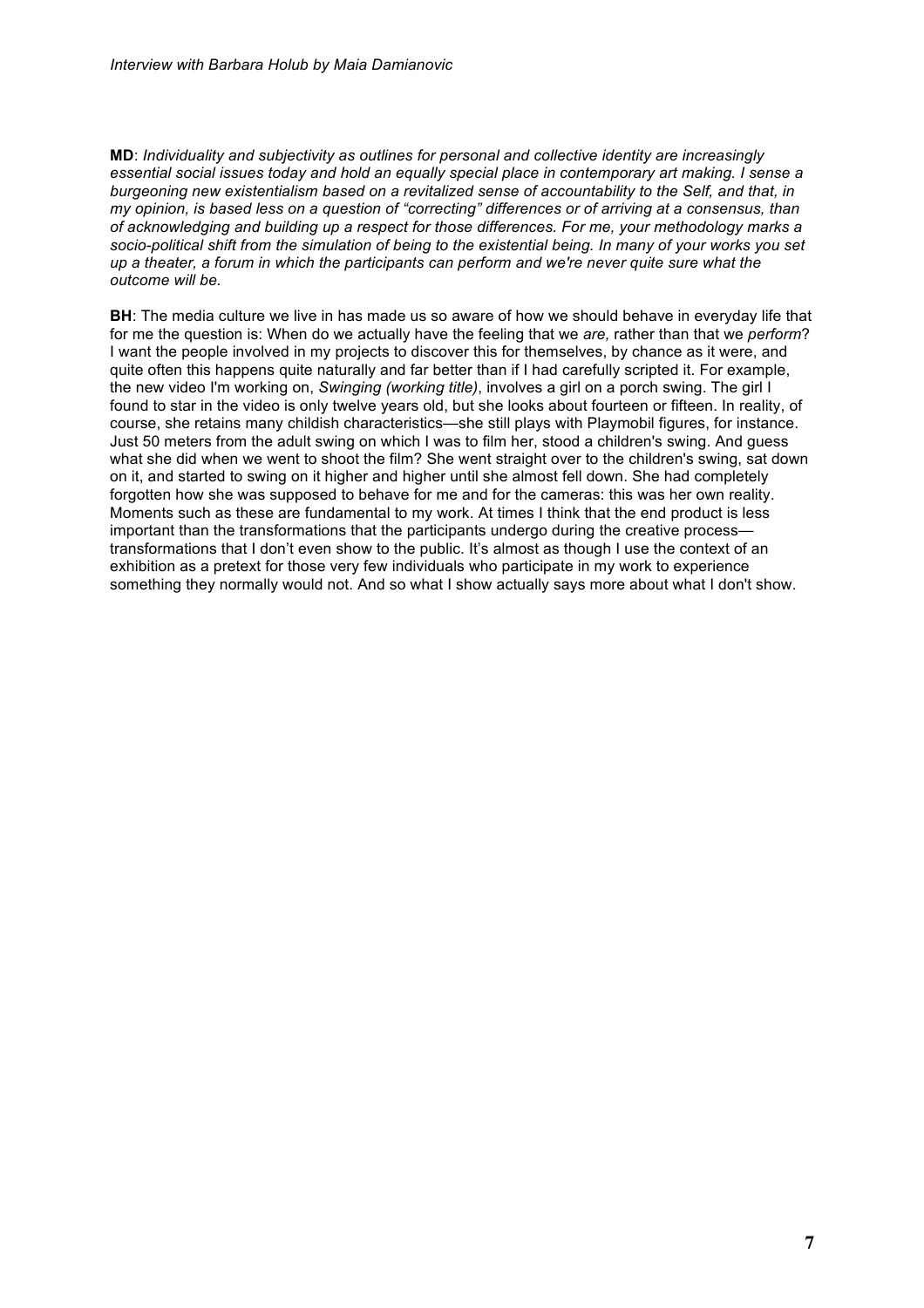**MD**: *Individuality and subjectivity as outlines for personal and collective identity are increasingly essential social issues today and hold an equally special place in contemporary art making. I sense a burgeoning new existentialism based on a revitalized sense of accountability to the Self, and that, in my opinion, is based less on a question of "correcting" differences or of arriving at a consensus, than of acknowledging and building up a respect for those differences. For me, your methodology marks a socio-political shift from the simulation of being to the existential being. In many of your works you set up a theater, a forum in which the participants can perform and we're never quite sure what the outcome will be.*

**BH**: The media culture we live in has made us so aware of how we should behave in everyday life that for me the question is: When do we actually have the feeling that we *are,* rather than that we *perform*? I want the people involved in my projects to discover this for themselves, by chance as it were, and quite often this happens quite naturally and far better than if I had carefully scripted it. For example, the new video I'm working on, *Swinging (working title)*, involves a girl on a porch swing. The girl I found to star in the video is only twelve years old, but she looks about fourteen or fifteen. In reality, of course, she retains many childish characteristics—she still plays with Playmobil figures, for instance. Just 50 meters from the adult swing on which I was to film her, stood a children's swing. And guess what she did when we went to shoot the film? She went straight over to the children's swing, sat down on it, and started to swing on it higher and higher until she almost fell down. She had completely forgotten how she was supposed to behave for me and for the cameras: this was her own reality. Moments such as these are fundamental to my work. At times I think that the end product is less important than the transformations that the participants undergo during the creative process—transformations that I don't even show to the public. It's almost as though I use the context of an exhibition as a pretext for those very few individuals who participate in my work to experience something they normally would not. And so what I show actually says more about what I don't show.